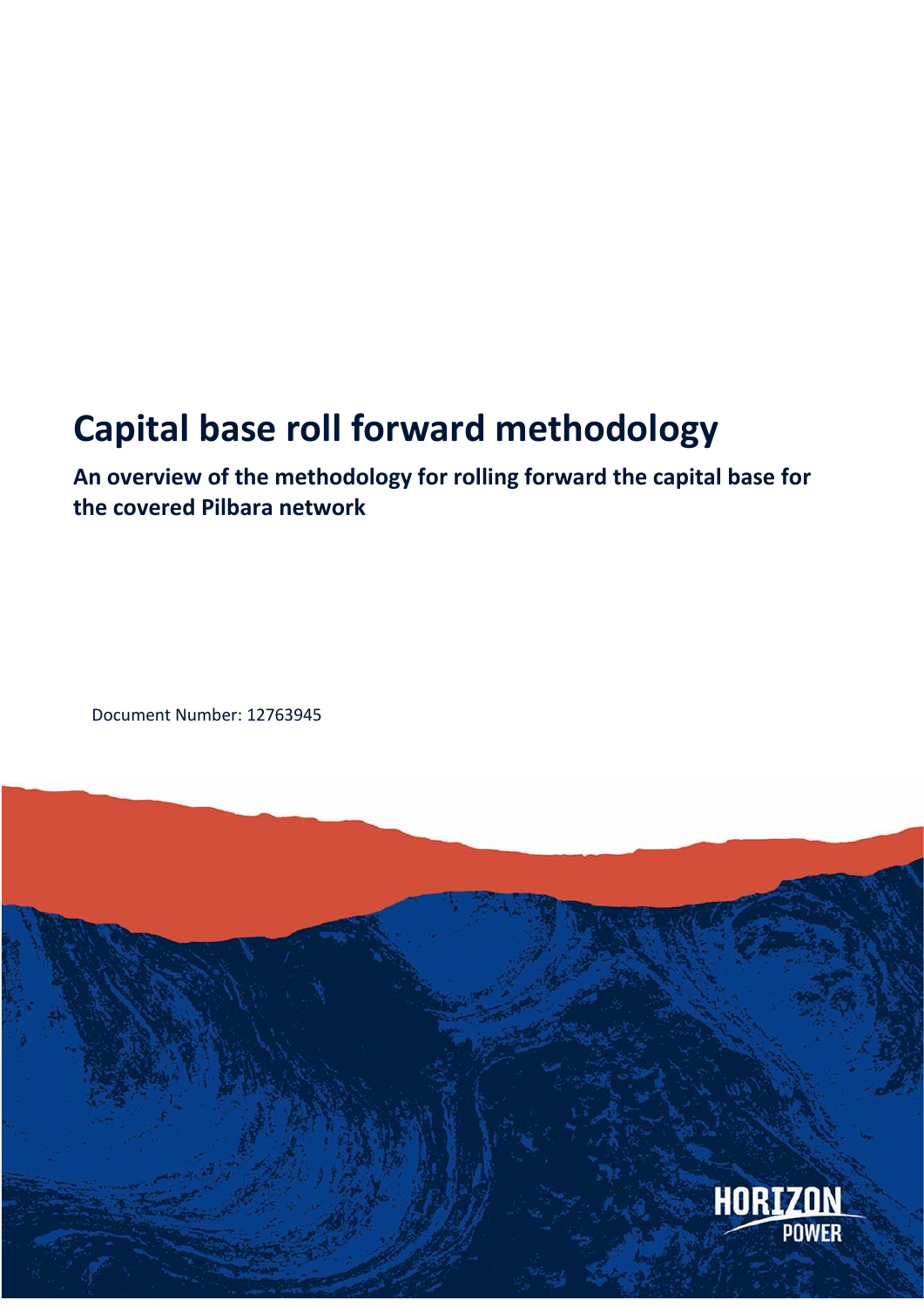# Capital base roll forward methodology

**An overview of the methodology for rolling forward the capital base for the covered Pilbara network**

Document Number: 12763945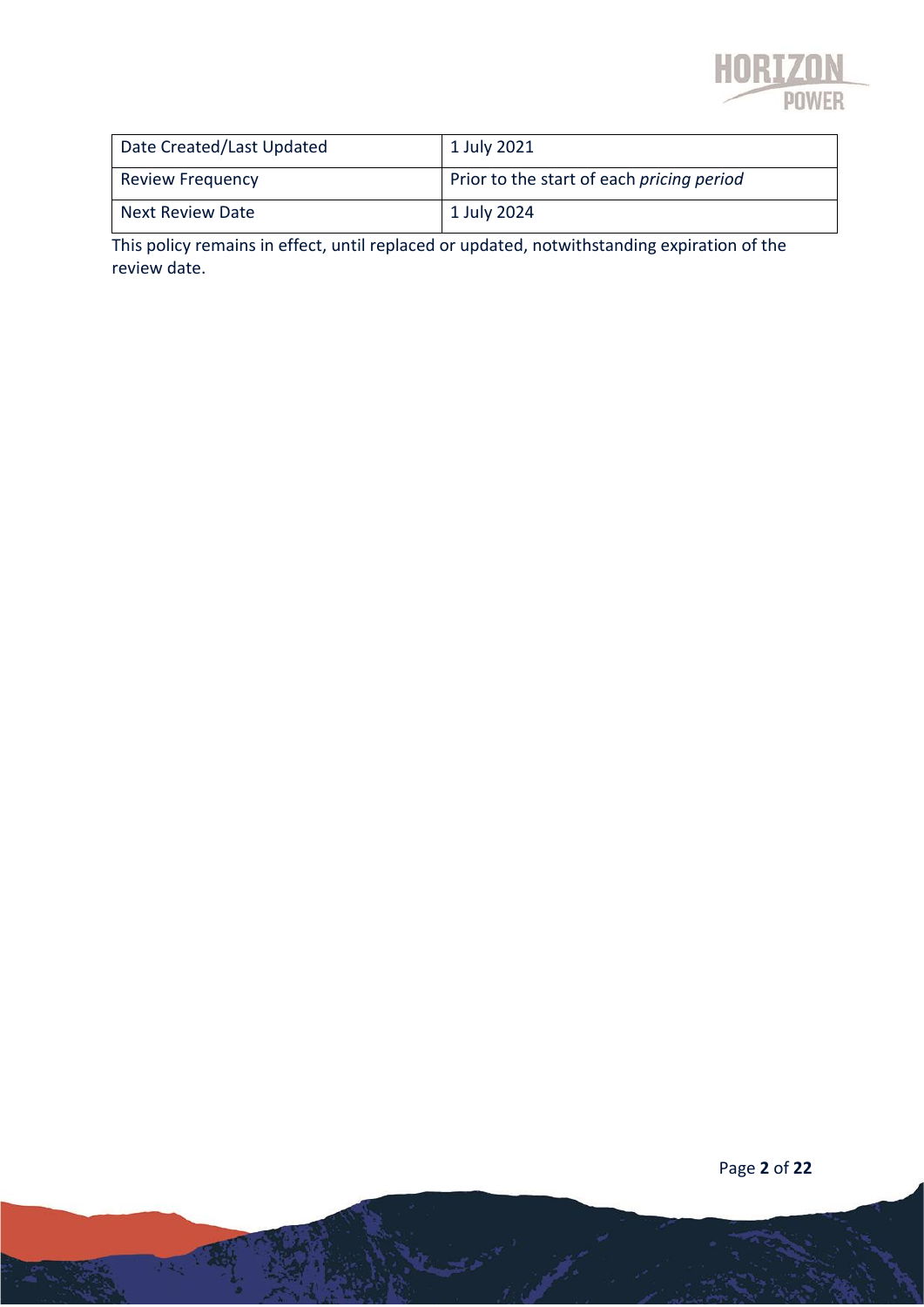| Date Created/Last Updated | 1 July 2021 |
| --- | --- |
| Review Frequency | Prior to the start of each *pricing period* |
| Next Review Date | 1 July 2024 |

This policy remains in effect, until replaced or updated, notwithstanding expiration of the review date.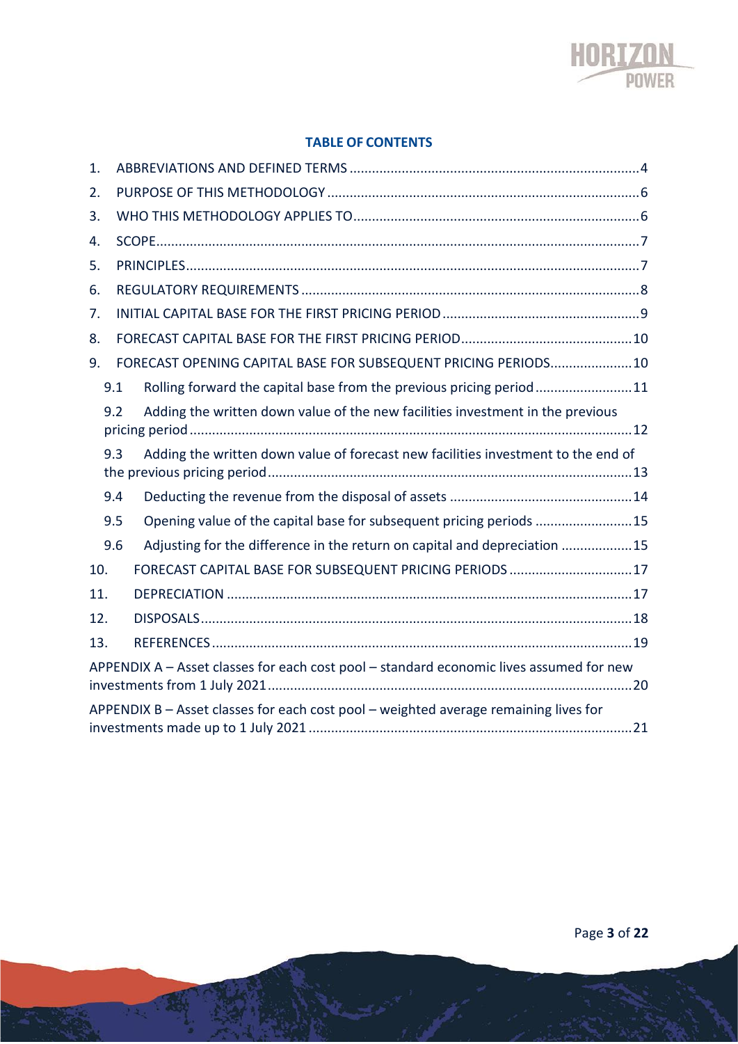**TABLE OF CONTENTS**

1. ABBREVIATIONS AND DEFINED TERMS ....................4
2. PURPOSE OF THIS METHODOLOGY ....................6
3. WHO THIS METHODOLOGY APPLIES TO ....................6
4. SCOPE ....................7
5. PRINCIPLES ....................7
6. REGULATORY REQUIREMENTS ....................8
7. INITIAL CAPITAL BASE FOR THE FIRST PRICING PERIOD ....................9
8. FORECAST CAPITAL BASE FOR THE FIRST PRICING PERIOD ....................10
9. FORECAST OPENING CAPITAL BASE FOR SUBSEQUENT PRICING PERIODS ....................10
   - 9.1 Rolling forward the capital base from the previous pricing period ....................11
   - 9.2 Adding the written down value of the new facilities investment in the previous pricing period ....................12
   - 9.3 Adding the written down value of forecast new facilities investment to the end of the previous pricing period ....................13
   - 9.4 Deducting the revenue from the disposal of assets ....................14
   - 9.5 Opening value of the capital base for subsequent pricing periods ....................15
   - 9.6 Adjusting for the difference in the return on capital and depreciation ....................15
10. FORECAST CAPITAL BASE FOR SUBSEQUENT PRICING PERIODS ....................17
11. DEPRECIATION ....................17
12. DISPOSALS ....................18
13. REFERENCES ....................19

APPENDIX A – Asset classes for each cost pool – standard economic lives assumed for new investments from 1 July 2021 ....................20

APPENDIX B – Asset classes for each cost pool – weighted average remaining lives for investments made up to 1 July 2021 ....................21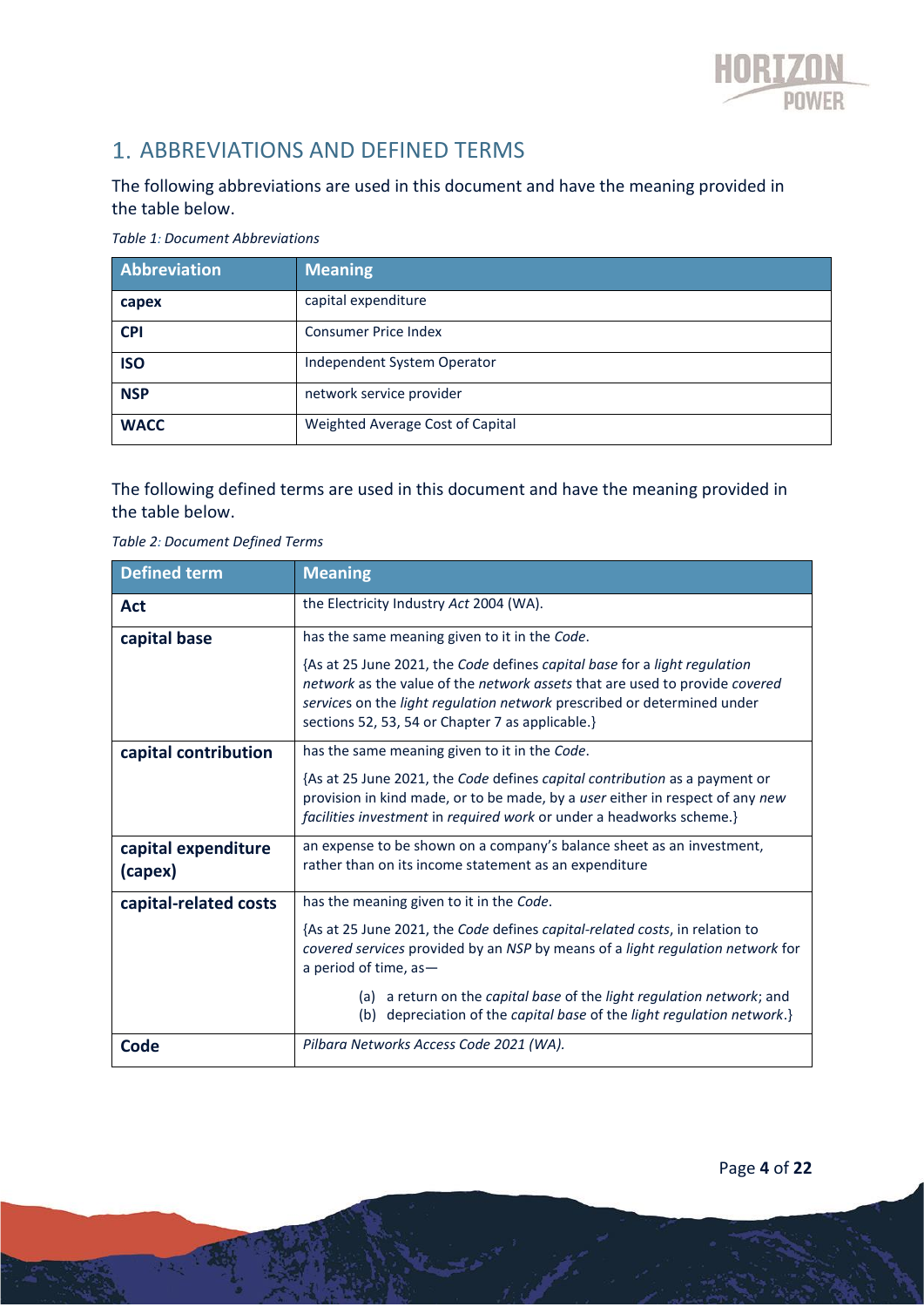# 1. ABBREVIATIONS AND DEFINED TERMS

The following abbreviations are used in this document and have the meaning provided in the table below.

*Table 1: Document Abbreviations*

| Abbreviation | Meaning |
|---|---|
| **capex** | capital expenditure |
| **CPI** | Consumer Price Index |
| **ISO** | Independent System Operator |
| **NSP** | network service provider |
| **WACC** | Weighted Average Cost of Capital |

The following defined terms are used in this document and have the meaning provided in the table below.

*Table 2: Document Defined Terms*

| Defined term | Meaning |
|---|---|
| **Act** | the Electricity Industry *Act* 2004 (WA). |
| **capital base** | has the same meaning given to it in the *Code*.<br><br>{As at 25 June 2021, the *Code* defines *capital base* for a *light regulation network* as the value of the *network assets* that are used to provide *covered services* on the *light regulation network* prescribed or determined under sections 52, 53, 54 or Chapter 7 as applicable.} |
| **capital contribution** | has the same meaning given to it in the *Code*.<br><br>{As at 25 June 2021, the *Code* defines *capital contribution* as a payment or provision in kind made, or to be made, by a *user* either in respect of any *new facilities investment* in *required work* or under a headworks scheme.} |
| **capital expenditure (capex)** | an expense to be shown on a company's balance sheet as an investment, rather than on its income statement as an expenditure |
| **capital-related costs** | has the meaning given to it in the *Code*.<br><br>{As at 25 June 2021, the *Code* defines *capital-related costs*, in relation to *covered services* provided by an *NSP* by means of a *light regulation network* for a period of time, as—<br><br>(a) a return on the *capital base* of the *light regulation network*; and<br>(b) depreciation of the *capital base* of the *light regulation network*.} |
| **Code** | *Pilbara Networks Access Code 2021 (WA).* |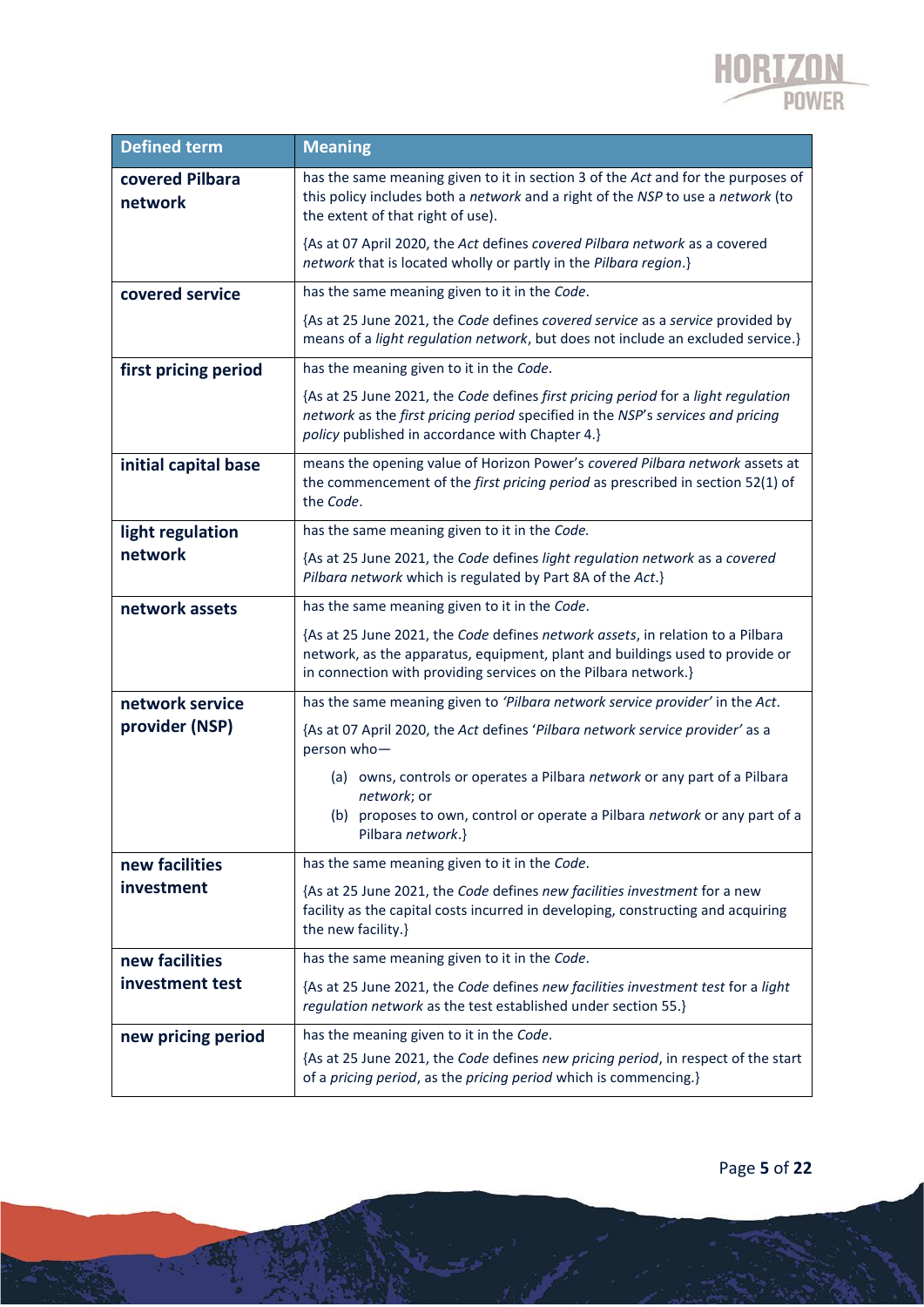| Defined term | Meaning |
| --- | --- |
| **covered Pilbara network** | has the same meaning given to it in section 3 of the *Act* and for the purposes of this policy includes both a *network* and a right of the *NSP* to use a *network* (to the extent of that right of use).<br><br>{As at 07 April 2020, the *Act* defines *covered Pilbara network* as a covered *network* that is located wholly or partly in the *Pilbara region*.} |
| **covered service** | has the same meaning given to it in the *Code*.<br><br>{As at 25 June 2021, the *Code* defines *covered service* as a *service* provided by means of a *light regulation network*, but does not include an excluded service.} |
| **first pricing period** | has the meaning given to it in the *Code*.<br><br>{As at 25 June 2021, the *Code* defines *first pricing period* for a *light regulation network* as the *first pricing period* specified in the *NSP*'s *services and pricing policy* published in accordance with Chapter 4.} |
| **initial capital base** | means the opening value of Horizon Power's *covered Pilbara network* assets at the commencement of the *first pricing period* as prescribed in section 52(1) of the *Code*. |
| **light regulation network** | has the same meaning given to it in the *Code.*<br><br>{As at 25 June 2021, the *Code* defines *light regulation network* as a *covered Pilbara network* which is regulated by Part 8A of the *Act*.} |
| **network assets** | has the same meaning given to it in the *Code*.<br><br>{As at 25 June 2021, the *Code* defines *network assets*, in relation to a Pilbara network, as the apparatus, equipment, plant and buildings used to provide or in connection with providing services on the Pilbara network.} |
| **network service provider (NSP)** | has the same meaning given to *'Pilbara network service provider'* in the *Act*.<br><br>{As at 07 April 2020, the *Act* defines '*Pilbara network service provider*' as a person who—<br><br>(a) owns, controls or operates a Pilbara *network* or any part of a Pilbara *network*; or<br>(b) proposes to own, control or operate a Pilbara *network* or any part of a Pilbara *network*.} |
| **new facilities investment** | has the same meaning given to it in the *Code*.<br><br>{As at 25 June 2021, the *Code* defines *new facilities investment* for a new facility as the capital costs incurred in developing, constructing and acquiring the new facility.} |
| **new facilities investment test** | has the same meaning given to it in the *Code*.<br><br>{As at 25 June 2021, the *Code* defines *new facilities investment test* for a *light regulation network* as the test established under section 55.} |
| **new pricing period** | has the meaning given to it in the *Code*.<br><br>{As at 25 June 2021, the *Code* defines *new pricing period*, in respect of the start of a *pricing period*, as the *pricing period* which is commencing.} |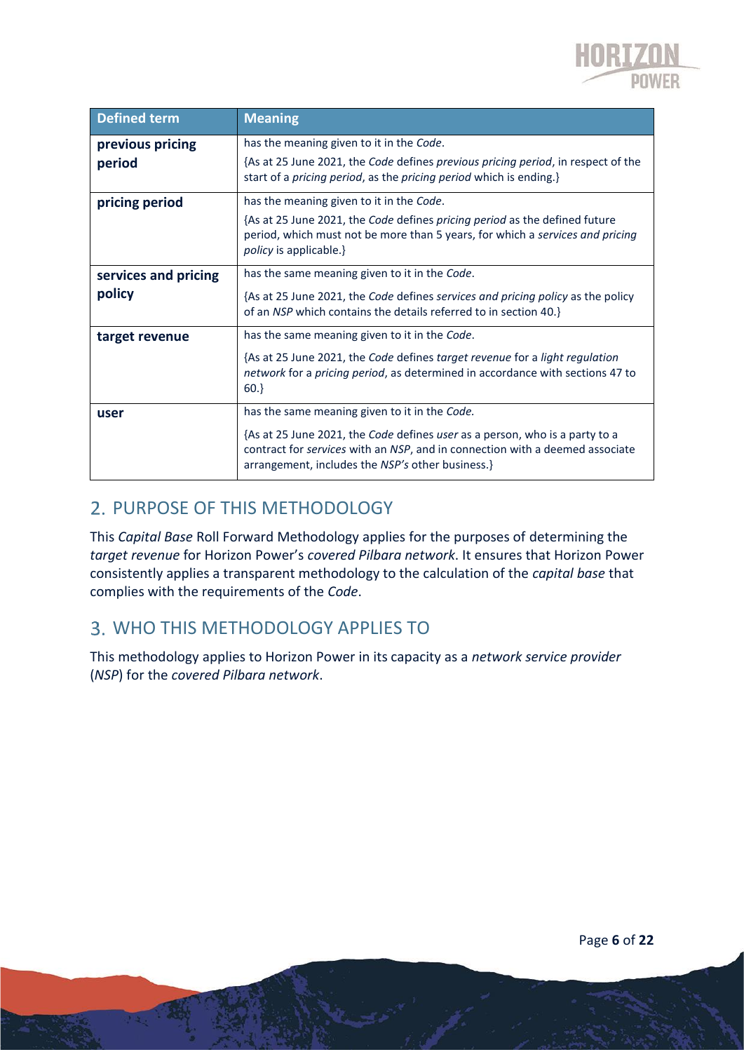| Defined term | Meaning |
|---|---|
| **previous pricing period** | has the meaning given to it in the *Code*.<br><br>{As at 25 June 2021, the *Code* defines *previous pricing period*, in respect of the start of a *pricing period*, as the *pricing period* which is ending.} |
| **pricing period** | has the meaning given to it in the *Code*.<br><br>{As at 25 June 2021, the *Code* defines *pricing period* as the defined future period, which must not be more than 5 years, for which a *services and pricing policy* is applicable.} |
| **services and pricing policy** | has the same meaning given to it in the *Code*.<br><br>{As at 25 June 2021, the *Code* defines *services and pricing policy* as the policy of an *NSP* which contains the details referred to in section 40.} |
| **target revenue** | has the same meaning given to it in the *Code*.<br><br>{As at 25 June 2021, the *Code* defines *target revenue* for a *light regulation network* for a *pricing period*, as determined in accordance with sections 47 to 60.} |
| **user** | has the same meaning given to it in the *Code.*<br><br>{As at 25 June 2021, the *Code* defines *user* as a person, who is a party to a contract for *services* with an *NSP*, and in connection with a deemed associate arrangement, includes the *NSP's* other business.} |

## 2. PURPOSE OF THIS METHODOLOGY

This *Capital Base* Roll Forward Methodology applies for the purposes of determining the *target revenue* for Horizon Power's *covered Pilbara network*. It ensures that Horizon Power consistently applies a transparent methodology to the calculation of the *capital base* that complies with the requirements of the *Code*.

## 3. WHO THIS METHODOLOGY APPLIES TO

This methodology applies to Horizon Power in its capacity as a *network service provider* (*NSP*) for the *covered Pilbara network*.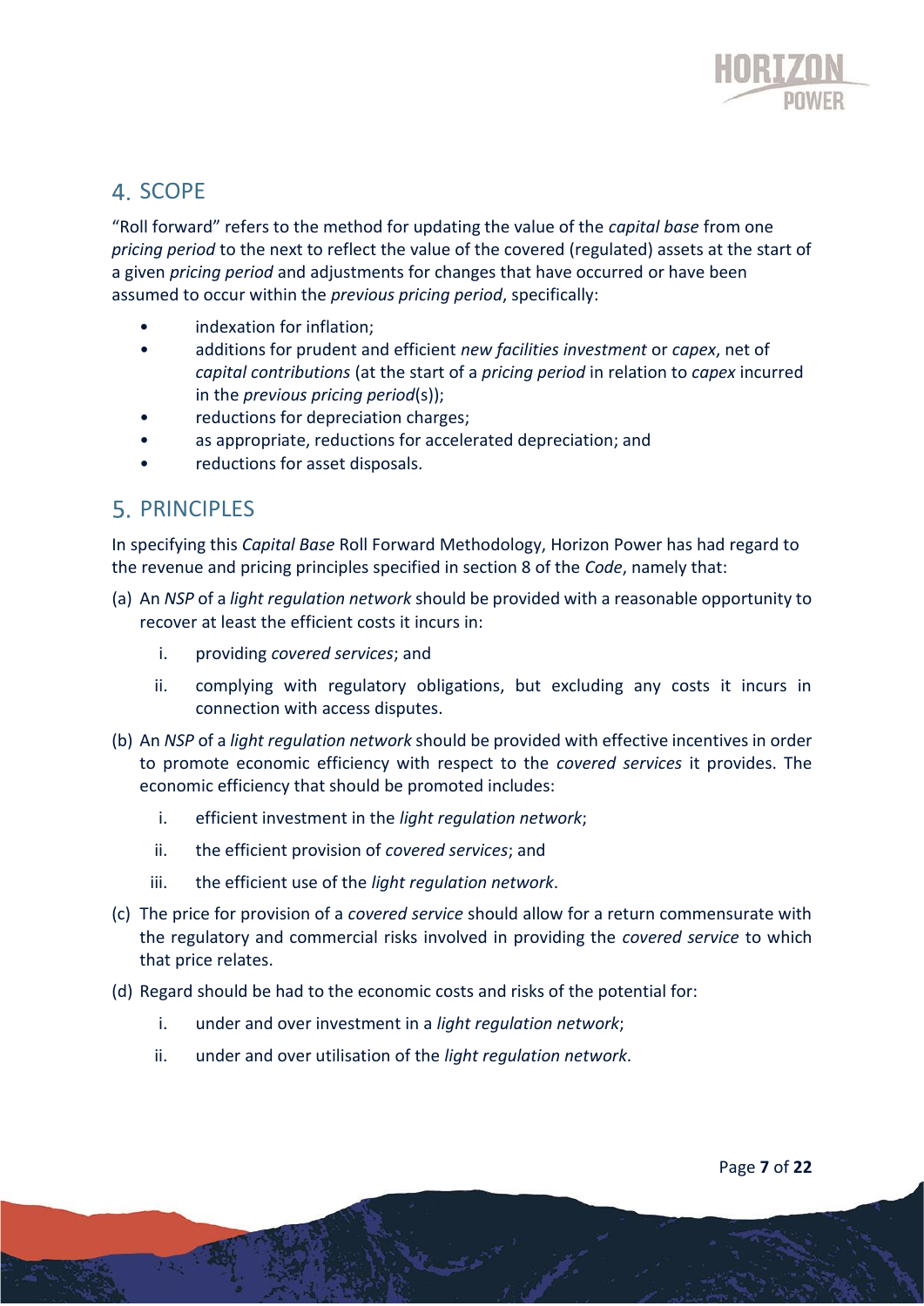## 4. SCOPE

"Roll forward" refers to the method for updating the value of the *capital base* from one *pricing period* to the next to reflect the value of the covered (regulated) assets at the start of a given *pricing period* and adjustments for changes that have occurred or have been assumed to occur within the *previous pricing period*, specifically:

- indexation for inflation;
- additions for prudent and efficient *new facilities investment* or *capex*, net of *capital contributions* (at the start of a *pricing period* in relation to *capex* incurred in the *previous pricing period*(s));
- reductions for depreciation charges;
- as appropriate, reductions for accelerated depreciation; and
- reductions for asset disposals.

## 5. PRINCIPLES

In specifying this *Capital Base* Roll Forward Methodology, Horizon Power has had regard to the revenue and pricing principles specified in section 8 of the *Code*, namely that:

(a) An *NSP* of a *light regulation network* should be provided with a reasonable opportunity to recover at least the efficient costs it incurs in:

   i. providing *covered services*; and

   ii. complying with regulatory obligations, but excluding any costs it incurs in connection with access disputes.

(b) An *NSP* of a *light regulation network* should be provided with effective incentives in order to promote economic efficiency with respect to the *covered services* it provides. The economic efficiency that should be promoted includes:

   i. efficient investment in the *light regulation network*;

   ii. the efficient provision of *covered services*; and

   iii. the efficient use of the *light regulation network*.

(c) The price for provision of a *covered service* should allow for a return commensurate with the regulatory and commercial risks involved in providing the *covered service* to which that price relates.

(d) Regard should be had to the economic costs and risks of the potential for:

   i. under and over investment in a *light regulation network*;

   ii. under and over utilisation of the *light regulation network*.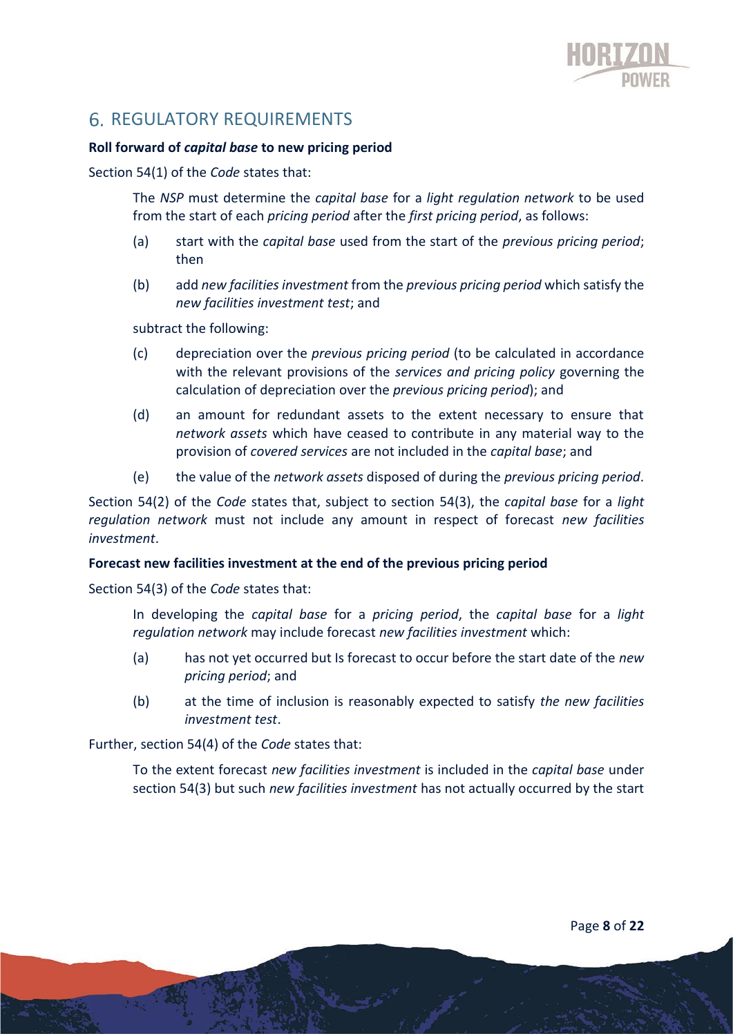## 6. REGULATORY REQUIREMENTS

**Roll forward of *capital base* to new pricing period**

Section 54(1) of the *Code* states that:

> The *NSP* must determine the *capital base* for a *light regulation network* to be used from the start of each *pricing period* after the *first pricing period*, as follows:
>
> (a) start with the *capital base* used from the start of the *previous pricing period*; then
>
> (b) add *new facilities investment* from the *previous pricing period* which satisfy the *new facilities investment test*; and
>
> subtract the following:
>
> (c) depreciation over the *previous pricing period* (to be calculated in accordance with the relevant provisions of the *services and pricing policy* governing the calculation of depreciation over the *previous pricing period*); and
>
> (d) an amount for redundant assets to the extent necessary to ensure that *network assets* which have ceased to contribute in any material way to the provision of *covered services* are not included in the *capital base*; and
>
> (e) the value of the *network assets* disposed of during the *previous pricing period*.

Section 54(2) of the *Code* states that, subject to section 54(3), the *capital base* for a *light regulation network* must not include any amount in respect of forecast *new facilities investment*.

**Forecast new facilities investment at the end of the previous pricing period**

Section 54(3) of the *Code* states that:

> In developing the *capital base* for a *pricing period*, the *capital base* for a *light regulation network* may include forecast *new facilities investment* which:
>
> (a) has not yet occurred but Is forecast to occur before the start date of the *new pricing period*; and
>
> (b) at the time of inclusion is reasonably expected to satisfy *the new facilities investment test*.

Further, section 54(4) of the *Code* states that:

> To the extent forecast *new facilities investment* is included in the *capital base* under section 54(3) but such *new facilities investment* has not actually occurred by the start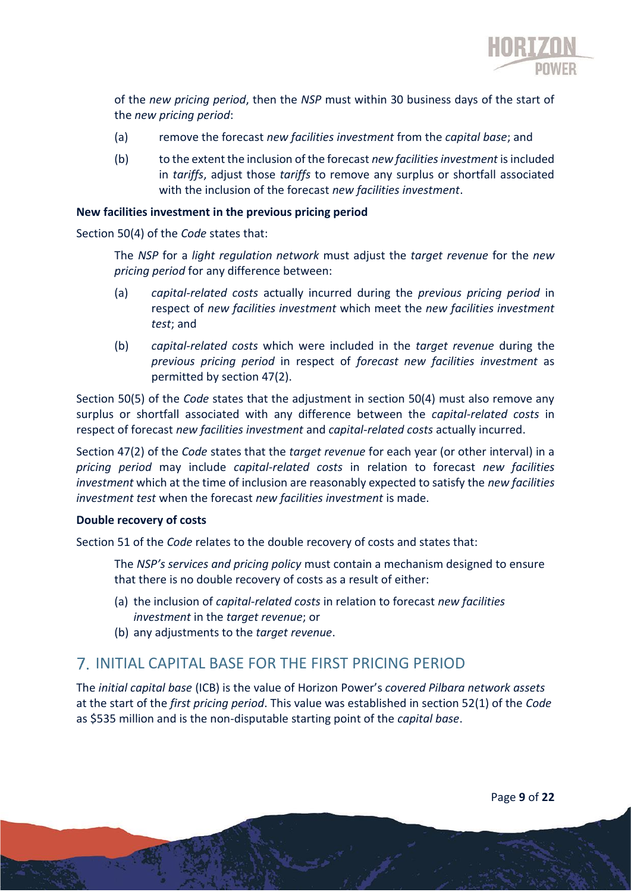of the *new pricing period*, then the *NSP* must within 30 business days of the start of the *new pricing period*:

> (a) remove the forecast *new facilities investment* from the *capital base*; and
>
> (b) to the extent the inclusion of the forecast *new facilities investment* is included in *tariffs*, adjust those *tariffs* to remove any surplus or shortfall associated with the inclusion of the forecast *new facilities investment*.

**New facilities investment in the previous pricing period**

Section 50(4) of the *Code* states that:

> The *NSP* for a *light regulation network* must adjust the *target revenue* for the *new pricing period* for any difference between:
>
> (a) *capital-related costs* actually incurred during the *previous pricing period* in respect of *new facilities investment* which meet the *new facilities investment test*; and
>
> (b) *capital-related costs* which were included in the *target revenue* during the *previous pricing period* in respect of *forecast new facilities investment* as permitted by section 47(2).

Section 50(5) of the *Code* states that the adjustment in section 50(4) must also remove any surplus or shortfall associated with any difference between the *capital-related costs* in respect of forecast *new facilities investment* and *capital-related costs* actually incurred.

Section 47(2) of the *Code* states that the *target revenue* for each year (or other interval) in a *pricing period* may include *capital-related costs* in relation to forecast *new facilities investment* which at the time of inclusion are reasonably expected to satisfy the *new facilities investment test* when the forecast *new facilities investment* is made.

**Double recovery of costs**

Section 51 of the *Code* relates to the double recovery of costs and states that:

> The *NSP's services and pricing policy* must contain a mechanism designed to ensure that there is no double recovery of costs as a result of either:
>
> (a) the inclusion of *capital-related costs* in relation to forecast *new facilities investment* in the *target revenue*; or
> (b) any adjustments to the *target revenue*.

## 7. INITIAL CAPITAL BASE FOR THE FIRST PRICING PERIOD

The *initial capital base* (ICB) is the value of Horizon Power's *covered Pilbara network assets* at the start of the *first pricing period*. This value was established in section 52(1) of the *Code* as $535 million and is the non-disputable starting point of the *capital base*.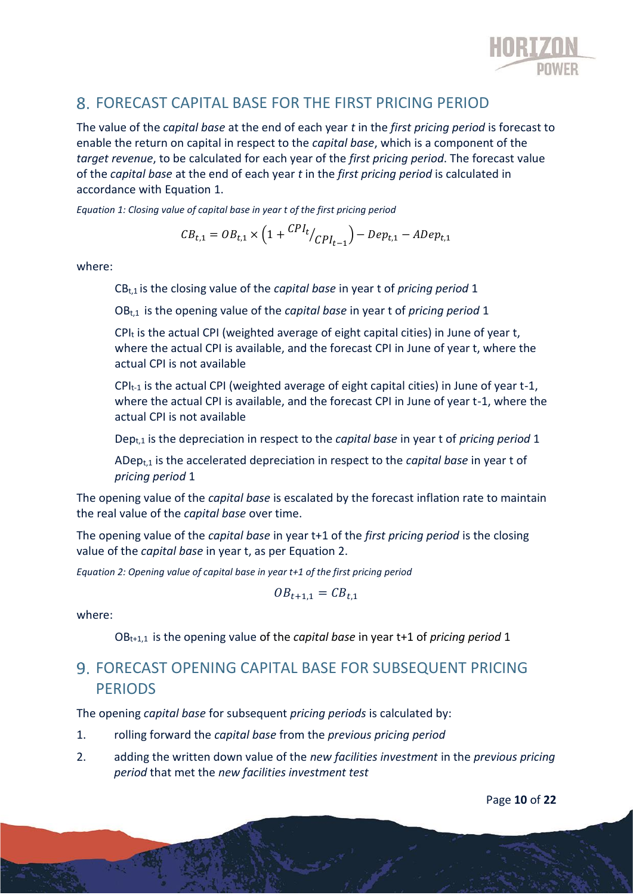## 8. FORECAST CAPITAL BASE FOR THE FIRST PRICING PERIOD

The value of the *capital base* at the end of each year *t* in the *first pricing period* is forecast to enable the return on capital in respect to the *capital base*, which is a component of the *target revenue*, to be calculated for each year of the *first pricing period*. The forecast value of the *capital base* at the end of each year *t* in the *first pricing period* is calculated in accordance with Equation 1.

*Equation 1: Closing value of capital base in year t of the first pricing period*

$$CB_{t,1} = OB_{t,1} \times \left(1 + {CPI_t}/{CPI_{t-1}}\right) - Dep_{t,1} - ADep_{t,1}$$

where:

> $CB_{t,1}$ is the closing value of the *capital base* in year t of *pricing period* 1
>
> $OB_{t,1}$ is the opening value of the *capital base* in year t of *pricing period* 1
>
> $CPI_t$ is the actual CPI (weighted average of eight capital cities) in June of year t, where the actual CPI is available, and the forecast CPI in June of year t, where the actual CPI is not available
>
> $CPI_{t-1}$ is the actual CPI (weighted average of eight capital cities) in June of year t-1, where the actual CPI is available, and the forecast CPI in June of year t-1, where the actual CPI is not available
>
> $Dep_{t,1}$ is the depreciation in respect to the *capital base* in year t of *pricing period* 1
>
> $ADep_{t,1}$ is the accelerated depreciation in respect to the *capital base* in year t of *pricing period* 1

The opening value of the *capital base* is escalated by the forecast inflation rate to maintain the real value of the *capital base* over time.

The opening value of the *capital base* in year t+1 of the *first pricing period* is the closing value of the *capital base* in year t, as per Equation 2.

*Equation 2: Opening value of capital base in year t+1 of the first pricing period*

$$OB_{t+1,1} = CB_{t,1}$$

where:

> $OB_{t+1,1}$ is the opening value of the *capital base* in year t+1 of *pricing period* 1

## 9. FORECAST OPENING CAPITAL BASE FOR SUBSEQUENT PRICING PERIODS

The opening *capital base* for subsequent *pricing periods* is calculated by:

1. rolling forward the *capital base* from the *previous pricing period*
2. adding the written down value of the *new facilities investment* in the *previous pricing period* that met the *new facilities investment test*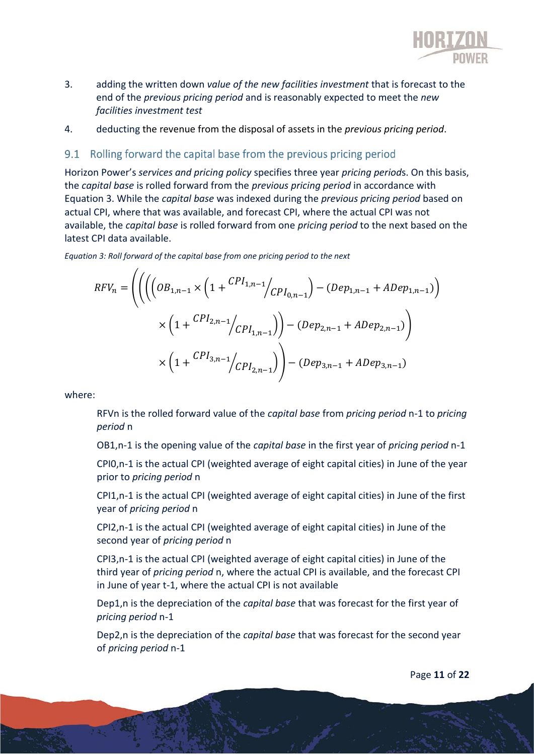3. adding the written down *value of the new facilities investment* that is forecast to the end of the *previous pricing period* and is reasonably expected to meet the *new facilities investment test*

4. deducting the revenue from the disposal of assets in the *previous pricing period*.

## 9.1 Rolling forward the capital base from the previous pricing period

Horizon Power's *services and pricing policy* specifies three year *pricing periods*. On this basis, the *capital base* is rolled forward from the *previous pricing period* in accordance with Equation 3. While the *capital base* was indexed during the *previous pricing period* based on actual CPI, where that was available, and forecast CPI, where the actual CPI was not available, the *capital base* is rolled forward from one *pricing period* to the next based on the latest CPI data available.

*Equation 3: Roll forward of the capital base from one pricing period to the next*

$$RFV_n = \left( \left( \left( \left( OB_{1,n-1} \times \left( 1 + {CPI_{1,n-1}}/{CPI_{0,n-1}} \right) - (Dep_{1,n-1} + ADep_{1,n-1}) \right) \times \left( 1 + {CPI_{2,n-1}}/{CPI_{1,n-1}} \right) \right) - (Dep_{2,n-1} + ADep_{2,n-1}) \right) \times \left( 1 + {CPI_{3,n-1}}/{CPI_{2,n-1}} \right) \right) - (Dep_{3,n-1} + ADep_{3,n-1})$$

where:

RFVn is the rolled forward value of the *capital base* from *pricing period* n-1 to *pricing period* n

OB1,n-1 is the opening value of the *capital base* in the first year of *pricing period* n-1

CPI0,n-1 is the actual CPI (weighted average of eight capital cities) in June of the year prior to *pricing period* n

CPI1,n-1 is the actual CPI (weighted average of eight capital cities) in June of the first year of *pricing period* n

CPI2,n-1 is the actual CPI (weighted average of eight capital cities) in June of the second year of *pricing period* n

CPI3,n-1 is the actual CPI (weighted average of eight capital cities) in June of the third year of *pricing period* n, where the actual CPI is available, and the forecast CPI in June of year t-1, where the actual CPI is not available

Dep1,n is the depreciation of the *capital base* that was forecast for the first year of *pricing period* n-1

Dep2,n is the depreciation of the *capital base* that was forecast for the second year of *pricing period* n-1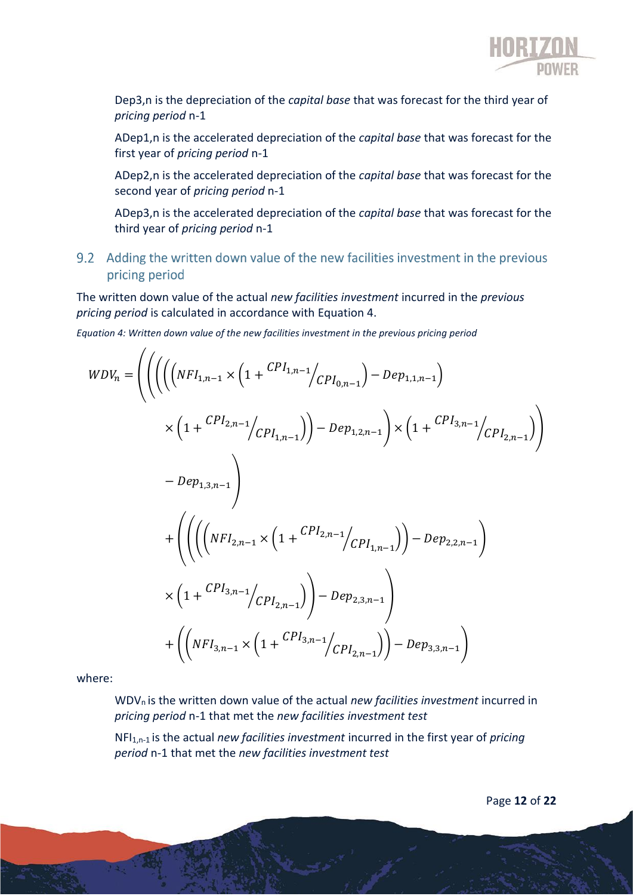Dep3,n is the depreciation of the *capital base* that was forecast for the third year of *pricing period* n-1

ADep1,n is the accelerated depreciation of the *capital base* that was forecast for the first year of *pricing period* n-1

ADep2,n is the accelerated depreciation of the *capital base* that was forecast for the second year of *pricing period* n-1

ADep3,n is the accelerated depreciation of the *capital base* that was forecast for the third year of *pricing period* n-1

## 9.2 Adding the written down value of the new facilities investment in the previous pricing period

The written down value of the actual *new facilities investment* incurred in the *previous pricing period* is calculated in accordance with Equation 4.

*Equation 4: Written down value of the new facilities investment in the previous pricing period*

$$
\begin{aligned}
WDV_n = \Bigg( \Bigg( \Bigg( \Bigg( \Bigg( & NFI_{1,n-1} \times \left(1 + {CPI_{1,n-1}}/{CPI_{0,n-1}}\right) - Dep_{1,1,n-1} \Bigg) \\
& \times \left(1 + {CPI_{2,n-1}}/{CPI_{1,n-1}}\right) \Bigg) - Dep_{1,2,n-1} \Bigg) \times \left(1 + {CPI_{3,n-1}}/{CPI_{2,n-1}}\right) \Bigg) \\
& - Dep_{1,3,n-1} \Bigg) \\
& + \Bigg( \Bigg( \Bigg( \Bigg( NFI_{2,n-1} \times \left(1 + {CPI_{2,n-1}}/{CPI_{1,n-1}}\right) \Bigg) - Dep_{2,2,n-1} \Bigg) \\
& \times \left(1 + {CPI_{3,n-1}}/{CPI_{2,n-1}}\right) \Bigg) - Dep_{2,3,n-1} \Bigg) \\
& + \Bigg( \Bigg( NFI_{3,n-1} \times \left(1 + {CPI_{3,n-1}}/{CPI_{2,n-1}}\right) \Bigg) - Dep_{3,3,n-1} \Bigg)
\end{aligned}
$$

where:

$WDV_n$ is the written down value of the actual *new facilities investment* incurred in *pricing period* n-1 that met the *new facilities investment test*

$NFI_{1,n-1}$ is the actual *new facilities investment* incurred in the first year of *pricing period* n-1 that met the *new facilities investment test*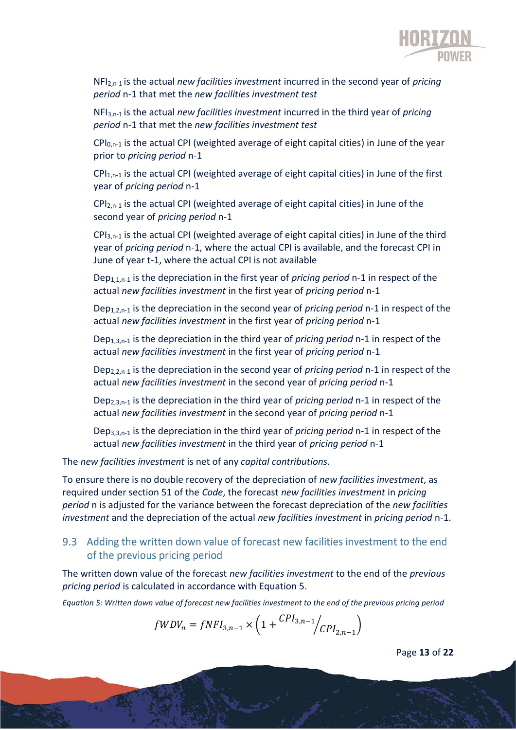$NFI_{2,n-1}$ is the actual *new facilities investment* incurred in the second year of *pricing period* n-1 that met the *new facilities investment test*

$NFI_{3,n-1}$ is the actual *new facilities investment* incurred in the third year of *pricing period* n-1 that met the *new facilities investment test*

$CPI_{0,n-1}$ is the actual CPI (weighted average of eight capital cities) in June of the year prior to *pricing period* n-1

$CPI_{1,n-1}$ is the actual CPI (weighted average of eight capital cities) in June of the first year of *pricing period* n-1

$CPI_{2,n-1}$ is the actual CPI (weighted average of eight capital cities) in June of the second year of *pricing period* n-1

$CPI_{3,n-1}$ is the actual CPI (weighted average of eight capital cities) in June of the third year of *pricing period* n-1, where the actual CPI is available, and the forecast CPI in June of year t-1, where the actual CPI is not available

$Dep_{1,1,n-1}$ is the depreciation in the first year of *pricing period* n-1 in respect of the actual *new facilities investment* in the first year of *pricing period* n-1

$Dep_{1,2,n-1}$ is the depreciation in the second year of *pricing period* n-1 in respect of the actual *new facilities investment* in the first year of *pricing period* n-1

$Dep_{1,3,n-1}$ is the depreciation in the third year of *pricing period* n-1 in respect of the actual *new facilities investment* in the first year of *pricing period* n-1

$Dep_{2,2,n-1}$ is the depreciation in the second year of *pricing period* n-1 in respect of the actual *new facilities investment* in the second year of *pricing period* n-1

$Dep_{2,3,n-1}$ is the depreciation in the third year of *pricing period* n-1 in respect of the actual *new facilities investment* in the second year of *pricing period* n-1

$Dep_{3,3,n-1}$ is the depreciation in the third year of *pricing period* n-1 in respect of the actual *new facilities investment* in the third year of *pricing period* n-1

The *new facilities investment* is net of any *capital contributions*.

To ensure there is no double recovery of the depreciation of *new facilities investment*, as required under section 51 of the *Code*, the forecast *new facilities investment* in *pricing period* n is adjusted for the variance between the forecast depreciation of the *new facilities investment* and the depreciation of the actual *new facilities investment* in *pricing period* n-1.

## 9.3 Adding the written down value of forecast new facilities investment to the end of the previous pricing period

The written down value of the forecast *new facilities investment* to the end of the *previous pricing period* is calculated in accordance with Equation 5.

*Equation 5: Written down value of forecast new facilities investment to the end of the previous pricing period*

$$fWDV_n = fNFI_{3,n-1} \times \left(1 + {CPI_{3,n-1}}/{CPI_{2,n-1}}\right)$$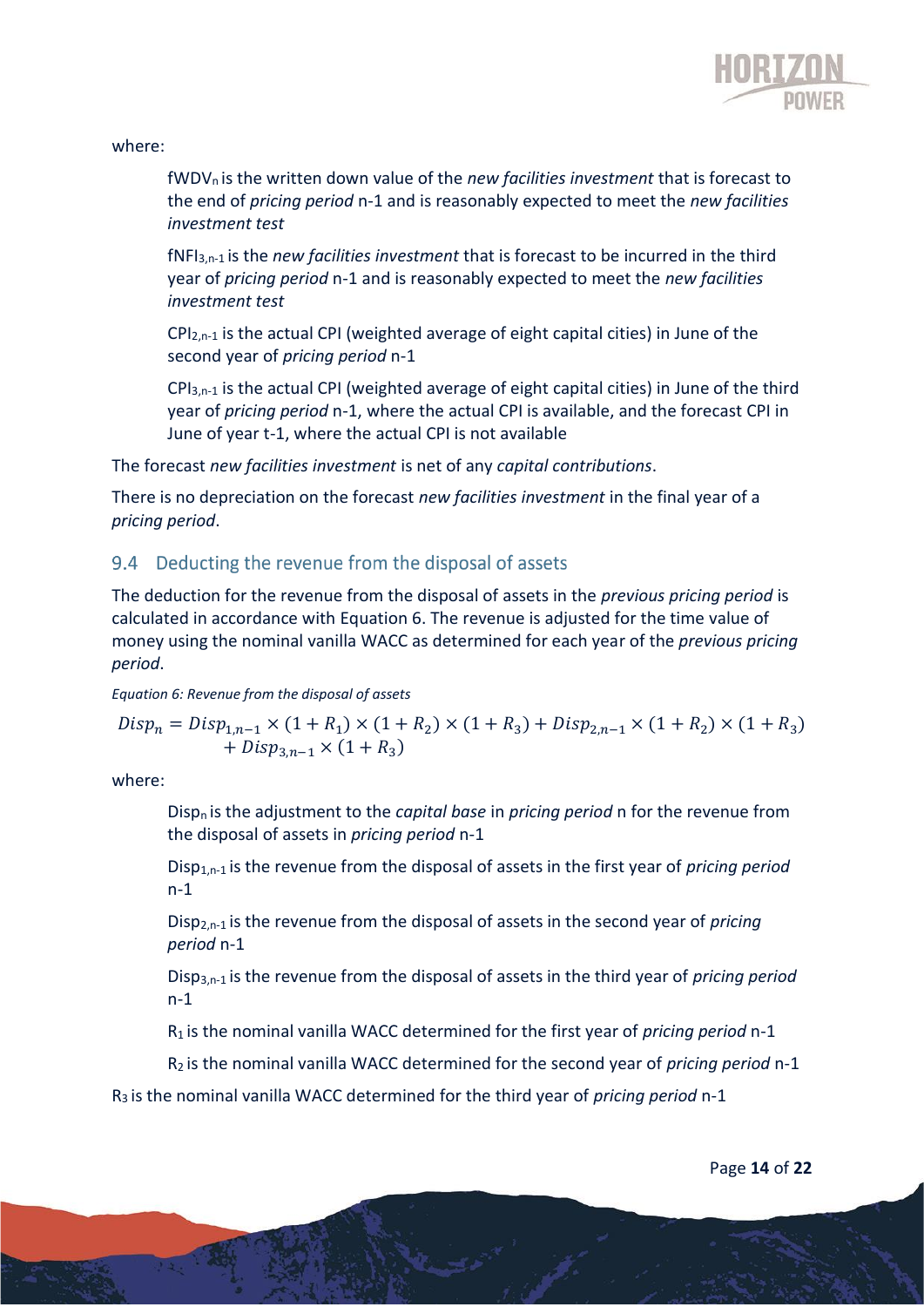where:

> $fWDV_n$ is the written down value of the *new facilities investment* that is forecast to the end of *pricing period* n-1 and is reasonably expected to meet the *new facilities investment test*
>
> $fNFI_{3,n-1}$ is the *new facilities investment* that is forecast to be incurred in the third year of *pricing period* n-1 and is reasonably expected to meet the *new facilities investment test*
>
> $CPI_{2,n-1}$ is the actual CPI (weighted average of eight capital cities) in June of the second year of *pricing period* n-1
>
> $CPI_{3,n-1}$ is the actual CPI (weighted average of eight capital cities) in June of the third year of *pricing period* n-1, where the actual CPI is available, and the forecast CPI in June of year t-1, where the actual CPI is not available

The forecast *new facilities investment* is net of any *capital contributions*.

There is no depreciation on the forecast *new facilities investment* in the final year of a *pricing period*.

## 9.4 Deducting the revenue from the disposal of assets

The deduction for the revenue from the disposal of assets in the *previous pricing period* is calculated in accordance with Equation 6. The revenue is adjusted for the time value of money using the nominal vanilla WACC as determined for each year of the *previous pricing period*.

*Equation 6: Revenue from the disposal of assets*

$$Disp_n = Disp_{1,n-1} \times (1 + R_1) \times (1 + R_2) \times (1 + R_3) + Disp_{2,n-1} \times (1 + R_2) \times (1 + R_3) + Disp_{3,n-1} \times (1 + R_3)$$

where:

> $Disp_n$ is the adjustment to the *capital base* in *pricing period* n for the revenue from the disposal of assets in *pricing period* n-1
>
> $Disp_{1,n-1}$ is the revenue from the disposal of assets in the first year of *pricing period* n-1
>
> $Disp_{2,n-1}$ is the revenue from the disposal of assets in the second year of *pricing period* n-1
>
> $Disp_{3,n-1}$ is the revenue from the disposal of assets in the third year of *pricing period* n-1
>
> $R_1$ is the nominal vanilla WACC determined for the first year of *pricing period* n-1
>
> $R_2$ is the nominal vanilla WACC determined for the second year of *pricing period* n-1

$R_3$ is the nominal vanilla WACC determined for the third year of *pricing period* n-1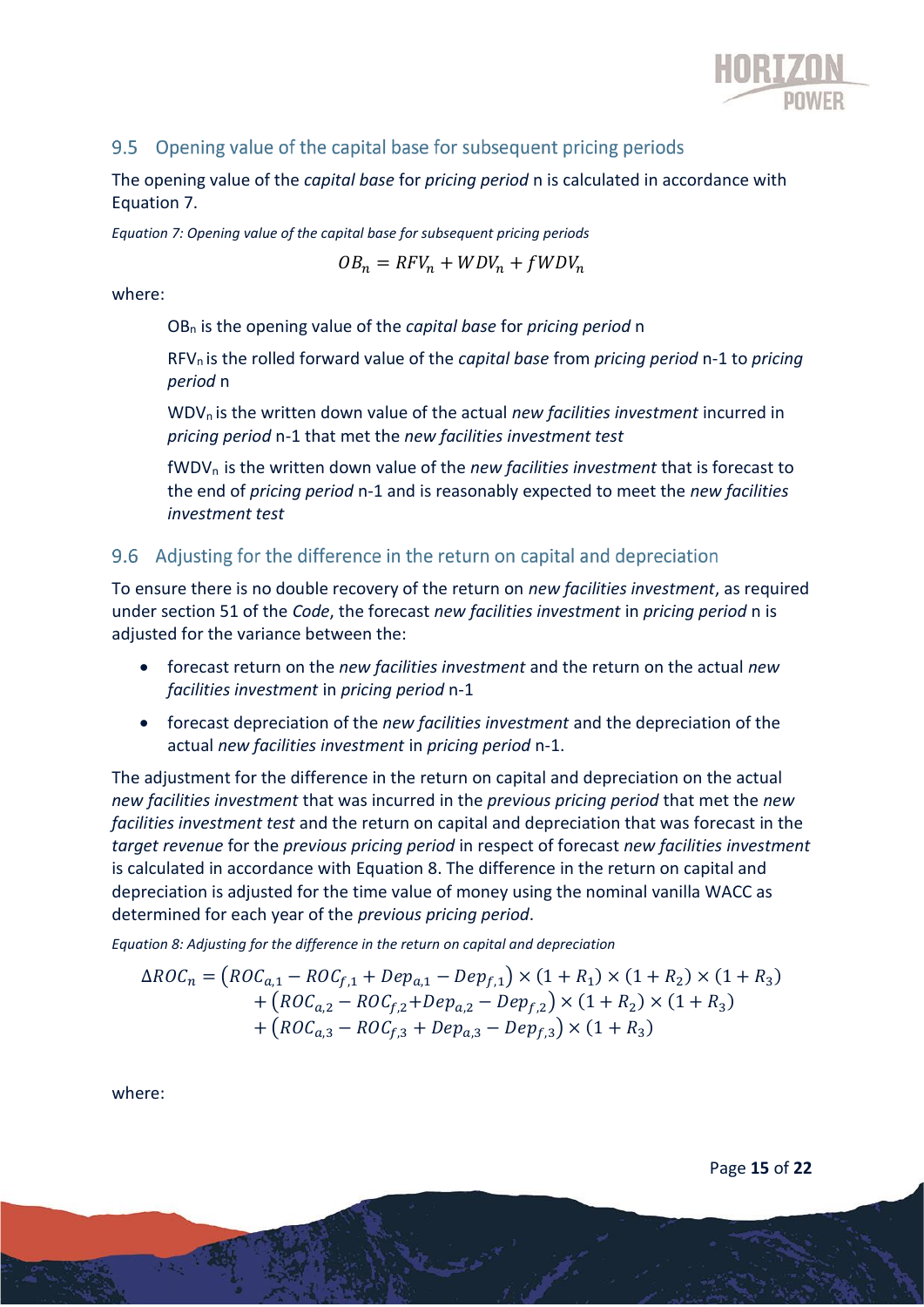## 9.5 Opening value of the capital base for subsequent pricing periods

The opening value of the *capital base* for *pricing period* n is calculated in accordance with Equation 7.

*Equation 7: Opening value of the capital base for subsequent pricing periods*

$$OB_n = RFV_n + WDV_n + fWDV_n$$

where:

> $OB_n$ is the opening value of the *capital base* for *pricing period* n
>
> $RFV_n$ is the rolled forward value of the *capital base* from *pricing period* n-1 to *pricing period* n
>
> $WDV_n$ is the written down value of the actual *new facilities investment* incurred in *pricing period* n-1 that met the *new facilities investment test*
>
> $fWDV_n$ is the written down value of the *new facilities investment* that is forecast to the end of *pricing period* n-1 and is reasonably expected to meet the *new facilities investment test*

## 9.6 Adjusting for the difference in the return on capital and depreciation

To ensure there is no double recovery of the return on *new facilities investment*, as required under section 51 of the *Code*, the forecast *new facilities investment* in *pricing period* n is adjusted for the variance between the:

- forecast return on the *new facilities investment* and the return on the actual *new facilities investment* in *pricing period* n-1
- forecast depreciation of the *new facilities investment* and the depreciation of the actual *new facilities investment* in *pricing period* n-1.

The adjustment for the difference in the return on capital and depreciation on the actual *new facilities investment* that was incurred in the *previous pricing period* that met the *new facilities investment test* and the return on capital and depreciation that was forecast in the *target revenue* for the *previous pricing period* in respect of forecast *new facilities investment* is calculated in accordance with Equation 8. The difference in the return on capital and depreciation is adjusted for the time value of money using the nominal vanilla WACC as determined for each year of the *previous pricing period*.

*Equation 8: Adjusting for the difference in the return on capital and depreciation*

$$\begin{aligned}\Delta ROC_n = &\left(ROC_{a,1} - ROC_{f,1} + Dep_{a,1} - Dep_{f,1}\right) \times (1 + R_1) \times (1 + R_2) \times (1 + R_3) \\ &+ \left(ROC_{a,2} - ROC_{f,2} + Dep_{a,2} - Dep_{f,2}\right) \times (1 + R_2) \times (1 + R_3) \\ &+ \left(ROC_{a,3} - ROC_{f,3} + Dep_{a,3} - Dep_{f,3}\right) \times (1 + R_3)\end{aligned}$$

where: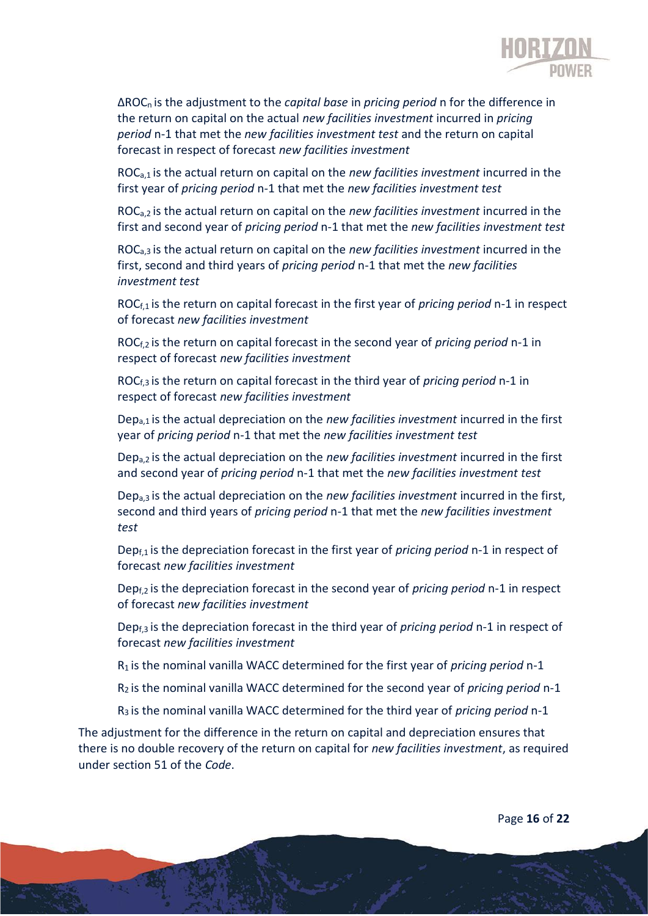$\Delta ROC_n$ is the adjustment to the *capital base* in *pricing period* n for the difference in the return on capital on the actual *new facilities investment* incurred in *pricing period* n-1 that met the *new facilities investment test* and the return on capital forecast in respect of forecast *new facilities investment*

$ROC_{a,1}$ is the actual return on capital on the *new facilities investment* incurred in the first year of *pricing period* n-1 that met the *new facilities investment test*

$ROC_{a,2}$ is the actual return on capital on the *new facilities investment* incurred in the first and second year of *pricing period* n-1 that met the *new facilities investment test*

$ROC_{a,3}$ is the actual return on capital on the *new facilities investment* incurred in the first, second and third years of *pricing period* n-1 that met the *new facilities investment test*

$ROC_{f,1}$ is the return on capital forecast in the first year of *pricing period* n-1 in respect of forecast *new facilities investment*

$ROC_{f,2}$ is the return on capital forecast in the second year of *pricing period* n-1 in respect of forecast *new facilities investment*

$ROC_{f,3}$ is the return on capital forecast in the third year of *pricing period* n-1 in respect of forecast *new facilities investment*

$Dep_{a,1}$ is the actual depreciation on the *new facilities investment* incurred in the first year of *pricing period* n-1 that met the *new facilities investment test*

$Dep_{a,2}$ is the actual depreciation on the *new facilities investment* incurred in the first and second year of *pricing period* n-1 that met the *new facilities investment test*

$Dep_{a,3}$ is the actual depreciation on the *new facilities investment* incurred in the first, second and third years of *pricing period* n-1 that met the *new facilities investment test*

$Dep_{f,1}$ is the depreciation forecast in the first year of *pricing period* n-1 in respect of forecast *new facilities investment*

$Dep_{f,2}$ is the depreciation forecast in the second year of *pricing period* n-1 in respect of forecast *new facilities investment*

$Dep_{f,3}$ is the depreciation forecast in the third year of *pricing period* n-1 in respect of forecast *new facilities investment*

$R_1$ is the nominal vanilla WACC determined for the first year of *pricing period* n-1

$R_2$ is the nominal vanilla WACC determined for the second year of *pricing period* n-1

$R_3$ is the nominal vanilla WACC determined for the third year of *pricing period* n-1

The adjustment for the difference in the return on capital and depreciation ensures that there is no double recovery of the return on capital for *new facilities investment*, as required under section 51 of the *Code*.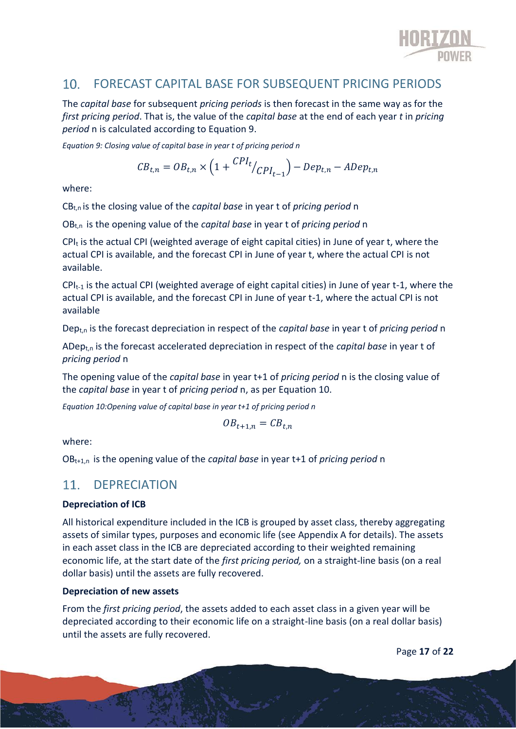## 10. FORECAST CAPITAL BASE FOR SUBSEQUENT PRICING PERIODS

The *capital base* for subsequent *pricing periods* is then forecast in the same way as for the *first pricing period*. That is, the value of the *capital base* at the end of each year *t* in *pricing period* n is calculated according to Equation 9.

*Equation 9: Closing value of capital base in year t of pricing period n*

$$CB_{t,n} = OB_{t,n} \times \left(1 + {}^{CPI_t}\!/_{CPI_{t-1}}\right) - Dep_{t,n} - ADep_{t,n}$$

where:

$CB_{t,n}$ is the closing value of the *capital base* in year t of *pricing period* n

$OB_{t,n}$ is the opening value of the *capital base* in year t of *pricing period* n

$CPI_t$ is the actual CPI (weighted average of eight capital cities) in June of year t, where the actual CPI is available, and the forecast CPI in June of year t, where the actual CPI is not available.

$CPI_{t-1}$ is the actual CPI (weighted average of eight capital cities) in June of year t-1, where the actual CPI is available, and the forecast CPI in June of year t-1, where the actual CPI is not available

$Dep_{t,n}$ is the forecast depreciation in respect of the *capital base* in year t of *pricing period* n

$ADep_{t,n}$ is the forecast accelerated depreciation in respect of the *capital base* in year t of *pricing period* n

The opening value of the *capital base* in year t+1 of *pricing period* n is the closing value of the *capital base* in year t of *pricing period* n, as per Equation 10.

*Equation 10:Opening value of capital base in year t+1 of pricing period n*

$$OB_{t+1,n} = CB_{t,n}$$

where:

$OB_{t+1,n}$ is the opening value of the *capital base* in year t+1 of *pricing period* n

## 11. DEPRECIATION

**Depreciation of ICB**

All historical expenditure included in the ICB is grouped by asset class, thereby aggregating assets of similar types, purposes and economic life (see Appendix A for details). The assets in each asset class in the ICB are depreciated according to their weighted remaining economic life, at the start date of the *first pricing period,* on a straight-line basis (on a real dollar basis) until the assets are fully recovered.

**Depreciation of new assets**

From the *first pricing period*, the assets added to each asset class in a given year will be depreciated according to their economic life on a straight-line basis (on a real dollar basis) until the assets are fully recovered.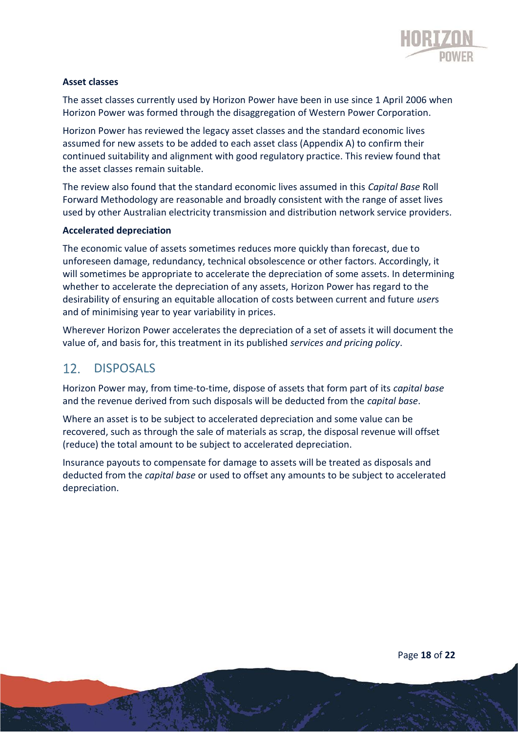**Asset classes**

The asset classes currently used by Horizon Power have been in use since 1 April 2006 when Horizon Power was formed through the disaggregation of Western Power Corporation.

Horizon Power has reviewed the legacy asset classes and the standard economic lives assumed for new assets to be added to each asset class (Appendix A) to confirm their continued suitability and alignment with good regulatory practice. This review found that the asset classes remain suitable.

The review also found that the standard economic lives assumed in this *Capital Base* Roll Forward Methodology are reasonable and broadly consistent with the range of asset lives used by other Australian electricity transmission and distribution network service providers.

**Accelerated depreciation**

The economic value of assets sometimes reduces more quickly than forecast, due to unforeseen damage, redundancy, technical obsolescence or other factors. Accordingly, it will sometimes be appropriate to accelerate the depreciation of some assets. In determining whether to accelerate the depreciation of any assets, Horizon Power has regard to the desirability of ensuring an equitable allocation of costs between current and future *user*s and of minimising year to year variability in prices.

Wherever Horizon Power accelerates the depreciation of a set of assets it will document the value of, and basis for, this treatment in its published *services and pricing policy*.

## 12. DISPOSALS

Horizon Power may, from time-to-time, dispose of assets that form part of its *capital base* and the revenue derived from such disposals will be deducted from the *capital base*.

Where an asset is to be subject to accelerated depreciation and some value can be recovered, such as through the sale of materials as scrap, the disposal revenue will offset (reduce) the total amount to be subject to accelerated depreciation.

Insurance payouts to compensate for damage to assets will be treated as disposals and deducted from the *capital base* or used to offset any amounts to be subject to accelerated depreciation.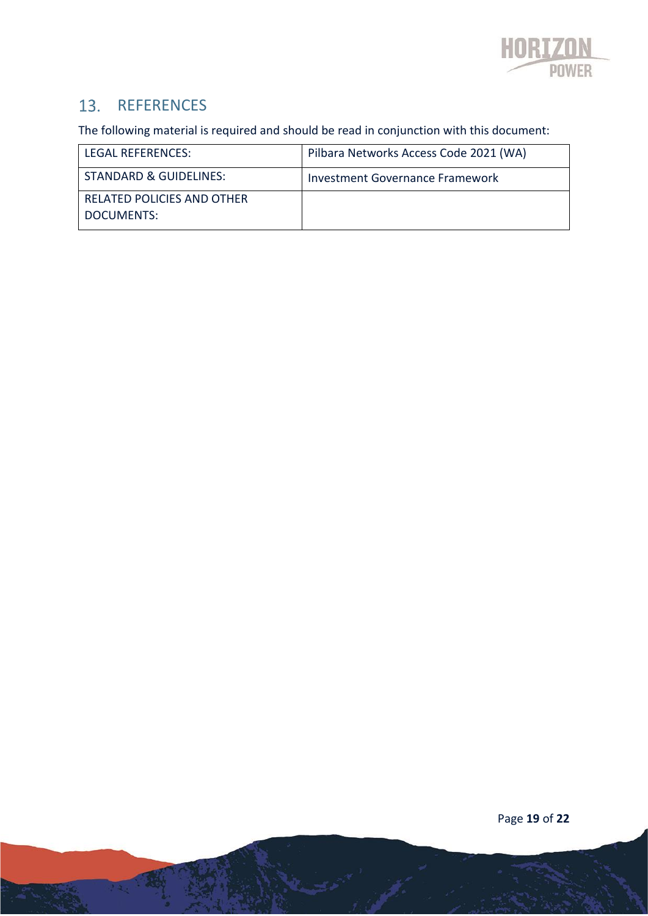## 13. REFERENCES

The following material is required and should be read in conjunction with this document:

| LEGAL REFERENCES: | Pilbara Networks Access Code 2021 (WA) |
|---|---|
| STANDARD & GUIDELINES: | Investment Governance Framework |
| RELATED POLICIES AND OTHER DOCUMENTS: | |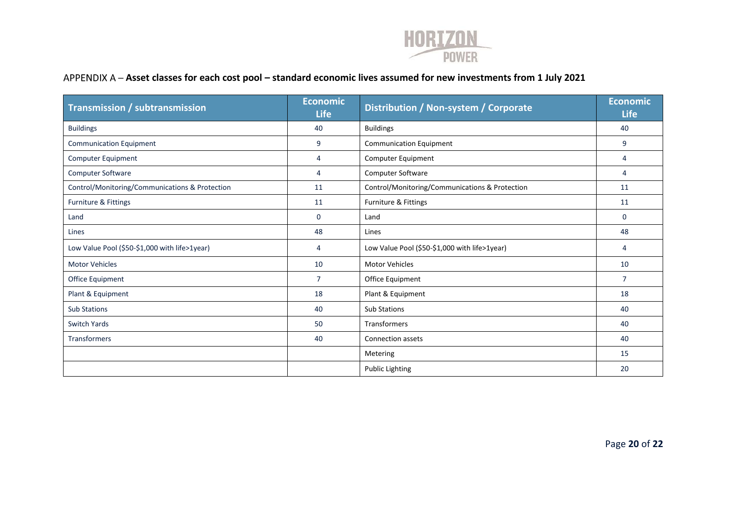## APPENDIX A – **Asset classes for each cost pool – standard economic lives assumed for new investments from 1 July 2021**

| Transmission / subtransmission | Economic Life | Distribution / Non-system / Corporate | Economic Life |
|---|---|---|---|
| Buildings | 40 | Buildings | 40 |
| Communication Equipment | 9 | Communication Equipment | 9 |
| Computer Equipment | 4 | Computer Equipment | 4 |
| Computer Software | 4 | Computer Software | 4 |
| Control/Monitoring/Communications & Protection | 11 | Control/Monitoring/Communications & Protection | 11 |
| Furniture & Fittings | 11 | Furniture & Fittings | 11 |
| Land | 0 | Land | 0 |
| Lines | 48 | Lines | 48 |
| Low Value Pool ($50-$1,000 with life>1year) | 4 | Low Value Pool ($50-$1,000 with life>1year) | 4 |
| Motor Vehicles | 10 | Motor Vehicles | 10 |
| Office Equipment | 7 | Office Equipment | 7 |
| Plant & Equipment | 18 | Plant & Equipment | 18 |
| Sub Stations | 40 | Sub Stations | 40 |
| Switch Yards | 50 | Transformers | 40 |
| Transformers | 40 | Connection assets | 40 |
| | | Metering | 15 |
| | | Public Lighting | 20 |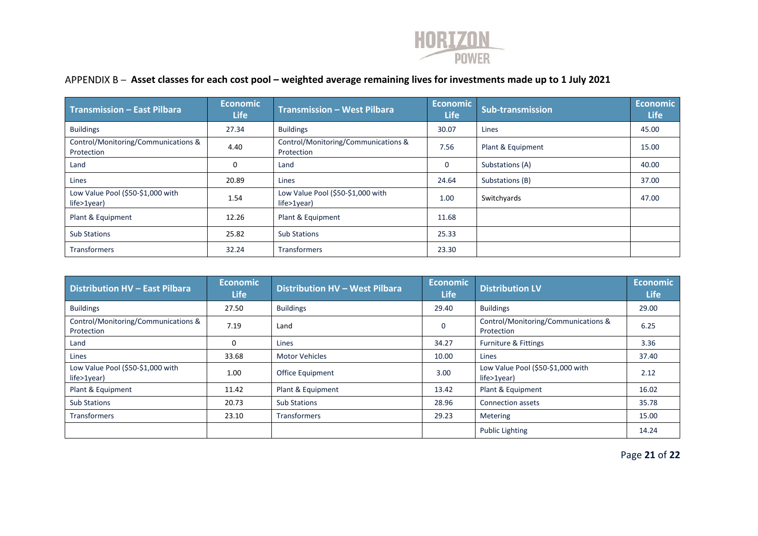## APPENDIX B – **Asset classes for each cost pool – weighted average remaining lives for investments made up to 1 July 2021**

| Transmission – East Pilbara | Economic Life | Transmission – West Pilbara | Economic Life | Sub-transmission | Economic Life |
|---|---|---|---|---|---|
| Buildings | 27.34 | Buildings | 30.07 | Lines | 45.00 |
| Control/Monitoring/Communications & Protection | 4.40 | Control/Monitoring/Communications & Protection | 7.56 | Plant & Equipment | 15.00 |
| Land | 0 | Land | 0 | Substations (A) | 40.00 |
| Lines | 20.89 | Lines | 24.64 | Substations (B) | 37.00 |
| Low Value Pool ($50-$1,000 with life>1year) | 1.54 | Low Value Pool ($50-$1,000 with life>1year) | 1.00 | Switchyards | 47.00 |
| Plant & Equipment | 12.26 | Plant & Equipment | 11.68 | | |
| Sub Stations | 25.82 | Sub Stations | 25.33 | | |
| Transformers | 32.24 | Transformers | 23.30 | | |

| Distribution HV – East Pilbara | Economic Life | Distribution HV – West Pilbara | Economic Life | Distribution LV | Economic Life |
|---|---|---|---|---|---|
| Buildings | 27.50 | Buildings | 29.40 | Buildings | 29.00 |
| Control/Monitoring/Communications & Protection | 7.19 | Land | 0 | Control/Monitoring/Communications & Protection | 6.25 |
| Land | 0 | Lines | 34.27 | Furniture & Fittings | 3.36 |
| Lines | 33.68 | Motor Vehicles | 10.00 | Lines | 37.40 |
| Low Value Pool ($50-$1,000 with life>1year) | 1.00 | Office Equipment | 3.00 | Low Value Pool ($50-$1,000 with life>1year) | 2.12 |
| Plant & Equipment | 11.42 | Plant & Equipment | 13.42 | Plant & Equipment | 16.02 |
| Sub Stations | 20.73 | Sub Stations | 28.96 | Connection assets | 35.78 |
| Transformers | 23.10 | Transformers | 29.23 | Metering | 15.00 |
| | | | | Public Lighting | 14.24 |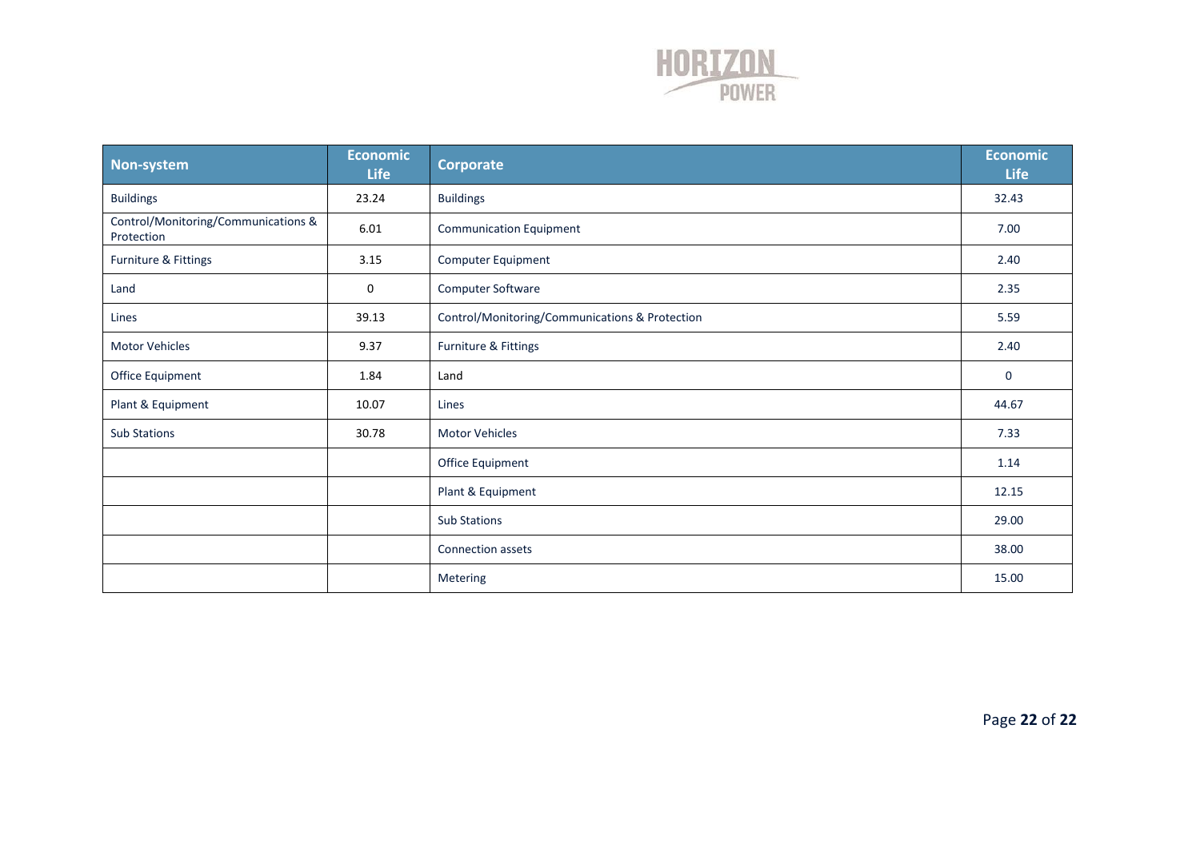| Non-system | Economic Life | Corporate | Economic Life |
|---|---|---|---|
| Buildings | 23.24 | Buildings | 32.43 |
| Control/Monitoring/Communications & Protection | 6.01 | Communication Equipment | 7.00 |
| Furniture & Fittings | 3.15 | Computer Equipment | 2.40 |
| Land | 0 | Computer Software | 2.35 |
| Lines | 39.13 | Control/Monitoring/Communications & Protection | 5.59 |
| Motor Vehicles | 9.37 | Furniture & Fittings | 2.40 |
| Office Equipment | 1.84 | Land | 0 |
| Plant & Equipment | 10.07 | Lines | 44.67 |
| Sub Stations | 30.78 | Motor Vehicles | 7.33 |
| | | Office Equipment | 1.14 |
| | | Plant & Equipment | 12.15 |
| | | Sub Stations | 29.00 |
| | | Connection assets | 38.00 |
| | | Metering | 15.00 |